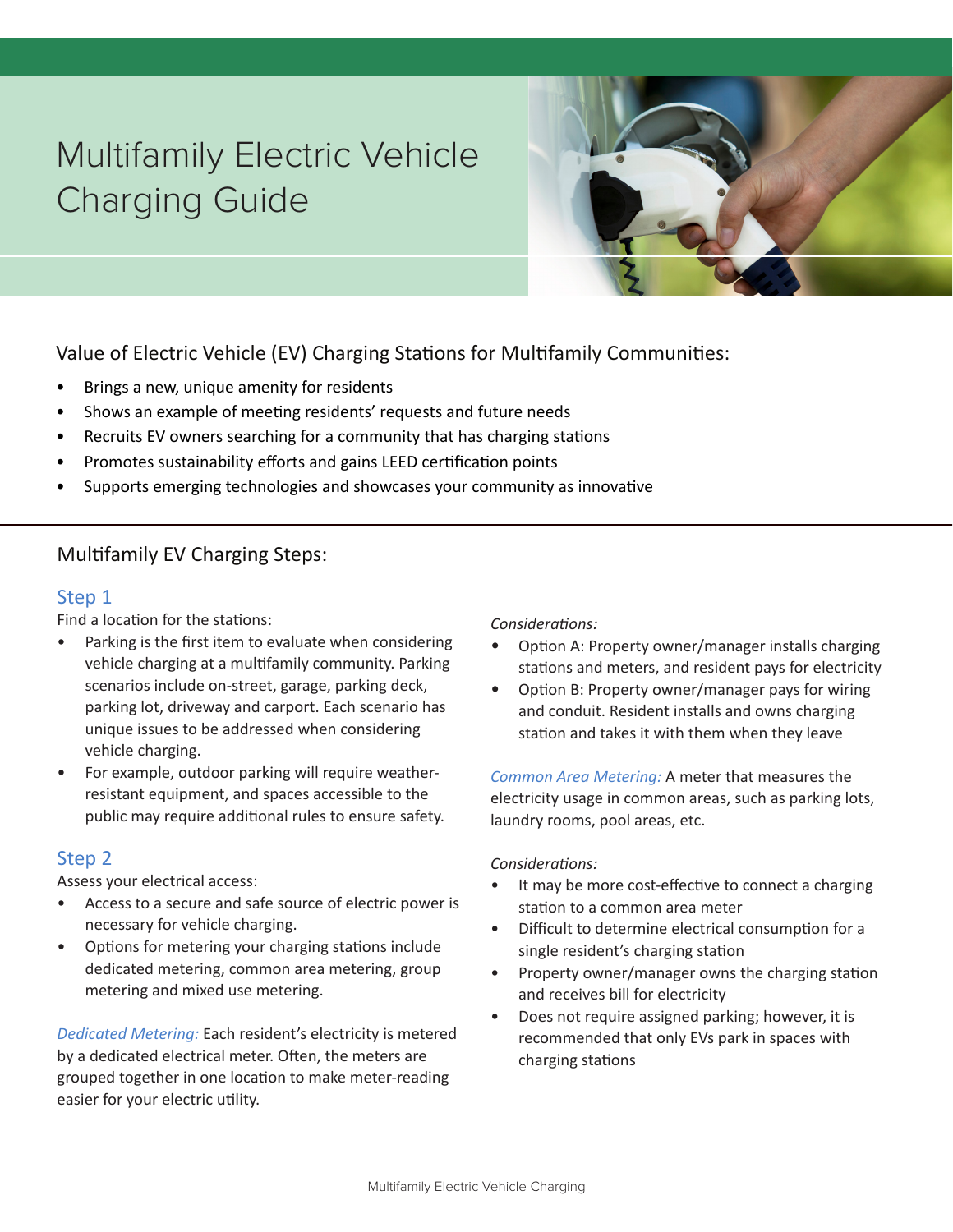# Multifamily Electric Vehicle Charging Guide

## Value of Electric Vehicle (EV) Charging Stations for Multifamily Communities:

- Brings a new, unique amenity for residents
- Shows an example of meeting residents' requests and future needs
- Recruits EV owners searching for a community that has charging stations
- Promotes sustainability efforts and gains LEED certification points
- Supports emerging technologies and showcases your community as innovative

## Multifamily EV Charging Steps:

### Step 1

Find a location for the stations:

- Parking is the first item to evaluate when considering vehicle charging at a multifamily community. Parking scenarios include on-street, garage, parking deck, parking lot, driveway and carport. Each scenario has unique issues to be addressed when considering vehicle charging.
- For example, outdoor parking will require weather-resistant equipment, and spaces accessible to the public may require additional rules to ensure safety.

### Step 2

Assess your electrical access:

- Access to a secure and safe source of electric power is necessary for vehicle charging.
- Options for metering your charging stations include dedicated metering, common area metering, group metering and mixed use metering.

*Dedicated Metering:* Each resident's electricity is metered by a dedicated electrical meter. Often, the meters are grouped together in one location to make meter-reading easier for your electric utility.

*Considerations:*

- Option A: Property owner/manager installs charging stations and meters, and resident pays for electricity
- Option B: Property owner/manager pays for wiring and conduit. Resident installs and owns charging station and takes it with them when they leave

*Common Area Metering:* A meter that measures the electricity usage in common areas, such as parking lots, laundry rooms, pool areas, etc.

*Considerations:*

- It may be more cost-effective to connect a charging station to a common area meter
- Difficult to determine electrical consumption for a single resident's charging station
- Property owner/manager owns the charging station and receives bill for electricity
- Does not require assigned parking; however, it is recommended that only EVs park in spaces with charging stations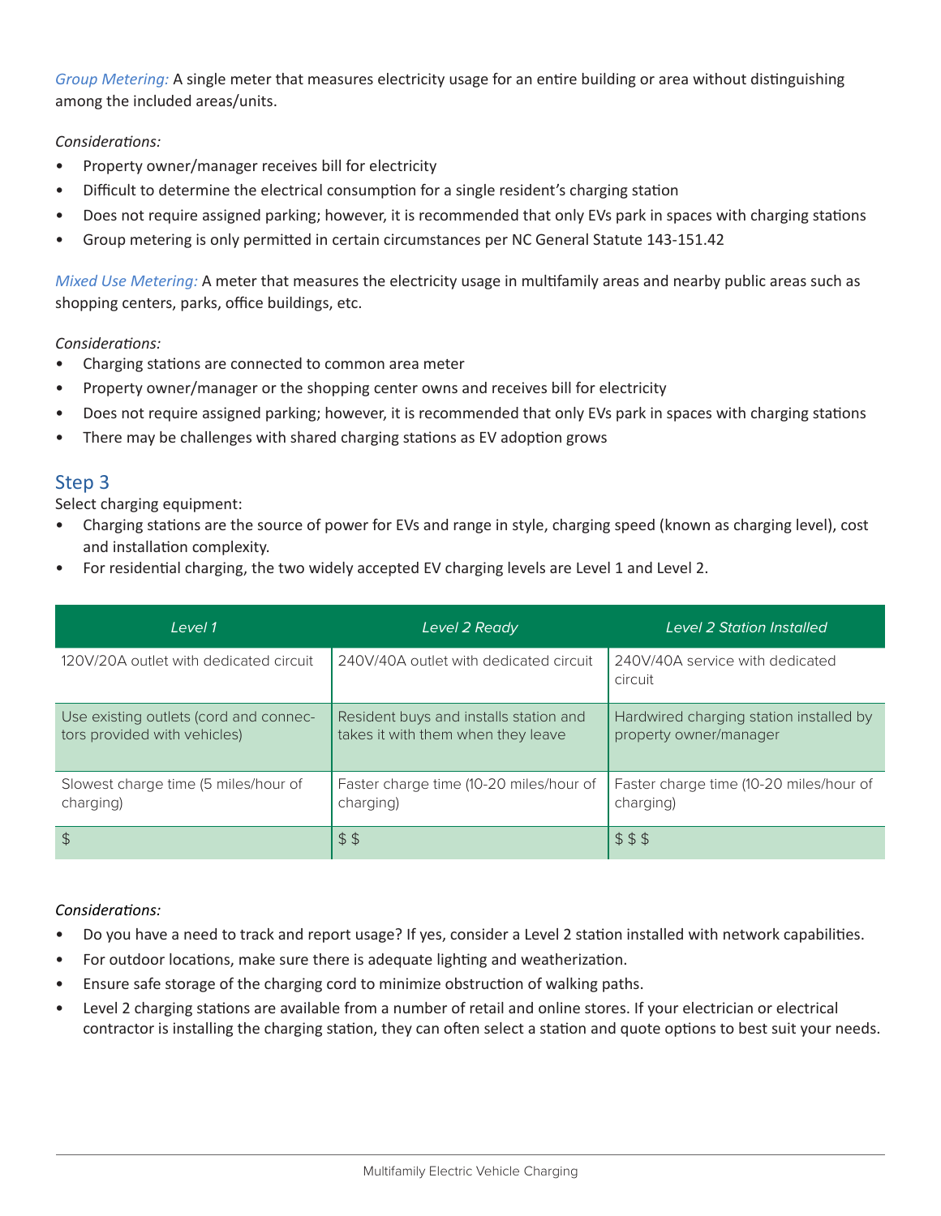*Group Metering:* A single meter that measures electricity usage for an entire building or area without distinguishing among the included areas/units.

*Considerations:*

- Property owner/manager receives bill for electricity
- Difficult to determine the electrical consumption for a single resident's charging station
- Does not require assigned parking; however, it is recommended that only EVs park in spaces with charging stations
- Group metering is only permitted in certain circumstances per NC General Statute 143-151.42

*Mixed Use Metering:* A meter that measures the electricity usage in multifamily areas and nearby public areas such as shopping centers, parks, office buildings, etc.

*Considerations:*

- Charging stations are connected to common area meter
- Property owner/manager or the shopping center owns and receives bill for electricity
- Does not require assigned parking; however, it is recommended that only EVs park in spaces with charging stations
- There may be challenges with shared charging stations as EV adoption grows

## Step 3

Select charging equipment:

- Charging stations are the source of power for EVs and range in style, charging speed (known as charging level), cost and installation complexity.
- For residential charging, the two widely accepted EV charging levels are Level 1 and Level 2.

| *Level 1* | *Level 2 Ready* | *Level 2 Station Installed* |
|---|---|---|
| 120V/20A outlet with dedicated circuit | 240V/40A outlet with dedicated circuit | 240V/40A service with dedicated circuit |
| Use existing outlets (cord and connectors provided with vehicles) | Resident buys and installs station and takes it with them when they leave | Hardwired charging station installed by property owner/manager |
| Slowest charge time (5 miles/hour of charging) | Faster charge time (10-20 miles/hour of charging) | Faster charge time (10-20 miles/hour of charging) |
| $ | $ $ | $ $ $ |

*Considerations:*

- Do you have a need to track and report usage? If yes, consider a Level 2 station installed with network capabilities.
- For outdoor locations, make sure there is adequate lighting and weatherization.
- Ensure safe storage of the charging cord to minimize obstruction of walking paths.
- Level 2 charging stations are available from a number of retail and online stores. If your electrician or electrical contractor is installing the charging station, they can often select a station and quote options to best suit your needs.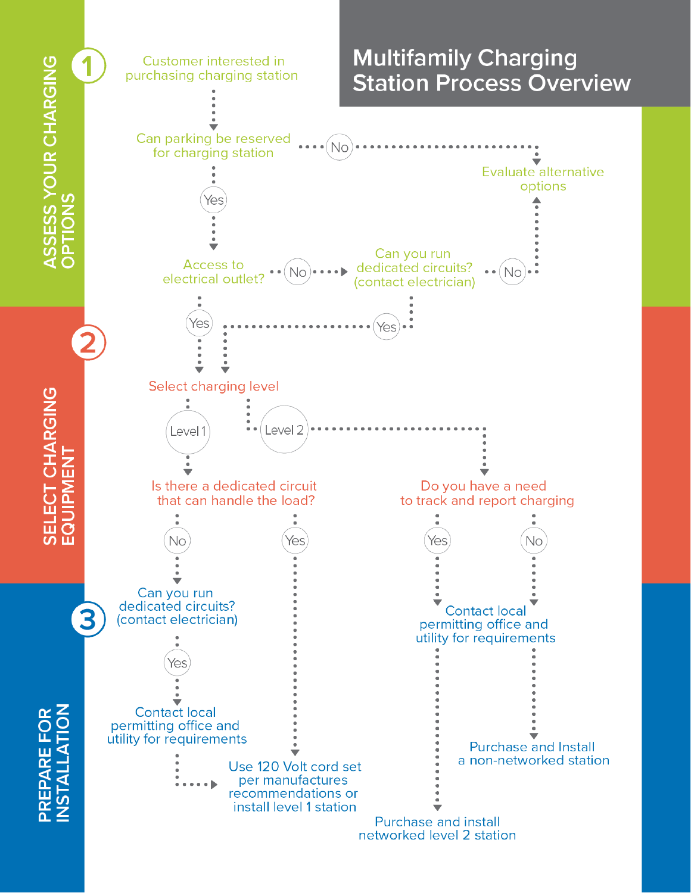# Multifamily Charging Station Process Overview

## 1 ASSESS YOUR CHARGING OPTIONS

Customer interested in purchasing charging station

Can parking be reserved for charging station

- No → Evaluate alternative options
- Yes → Access to electrical outlet?
  - No → Can you run dedicated circuits? (contact electrician)
    - No → Evaluate alternative options
    - Yes → Select charging level
  - Yes → Select charging level

## 2 SELECT CHARGING EQUIPMENT

Select charging level

- Level 1 → Is there a dedicated circuit that can handle the load?
  - No → Can you run dedicated circuits? (contact electrician)
  - Yes → Use 120 Volt cord set per manufactures recommendations or install level 1 station
- Level 2 → Do you have a need to track and report charging
  - Yes → Contact local permitting office and utility for requirements
  - No → Contact local permitting office and utility for requirements

## 3 PREPARE FOR INSTALLATION

Can you run dedicated circuits? (contact electrician)

- Yes → Contact local permitting office and utility for requirements → Use 120 Volt cord set per manufactures recommendations or install level 1 station

Contact local permitting office and utility for requirements

- (Yes, track and report) → Purchase and install networked level 2 station
- (No, track and report) → Purchase and Install a non-networked station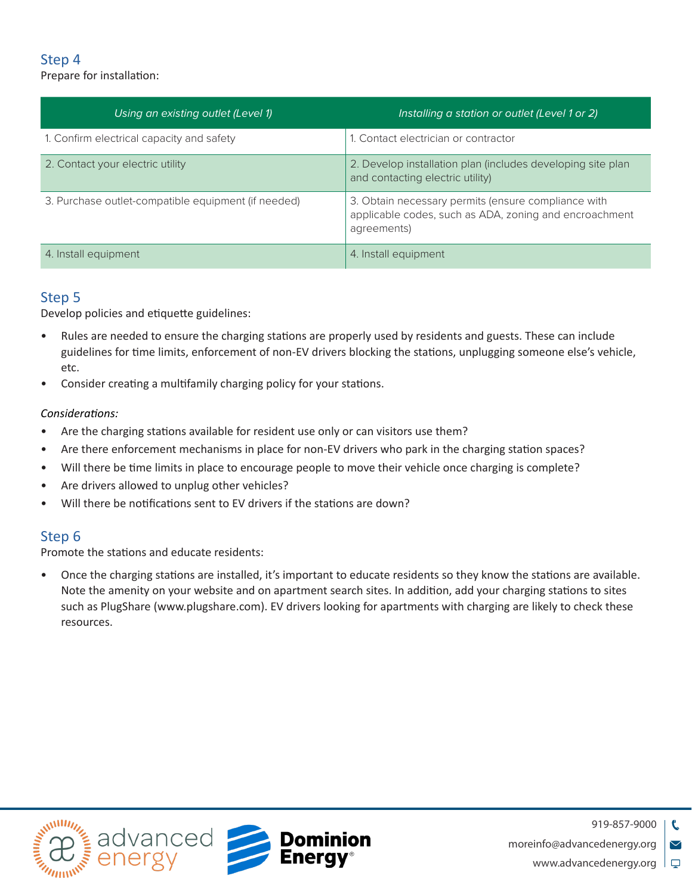## Step 4

Prepare for installation:

| *Using an existing outlet (Level 1)* | *Installing a station or outlet (Level 1 or 2)* |
|---|---|
| 1. Confirm electrical capacity and safety | 1. Contact electrician or contractor |
| 2. Contact your electric utility | 2. Develop installation plan (includes developing site plan and contacting electric utility) |
| 3. Purchase outlet-compatible equipment (if needed) | 3. Obtain necessary permits (ensure compliance with applicable codes, such as ADA, zoning and encroachment agreements) |
| 4. Install equipment | 4. Install equipment |

## Step 5

Develop policies and etiquette guidelines:

- Rules are needed to ensure the charging stations are properly used by residents and guests. These can include guidelines for time limits, enforcement of non-EV drivers blocking the stations, unplugging someone else's vehicle, etc.
- Consider creating a multifamily charging policy for your stations.

*Considerations:*

- Are the charging stations available for resident use only or can visitors use them?
- Are there enforcement mechanisms in place for non-EV drivers who park in the charging station spaces?
- Will there be time limits in place to encourage people to move their vehicle once charging is complete?
- Are drivers allowed to unplug other vehicles?
- Will there be notifications sent to EV drivers if the stations are down?

## Step 6

Promote the stations and educate residents:

- Once the charging stations are installed, it's important to educate residents so they know the stations are available. Note the amenity on your website and on apartment search sites. In addition, add your charging stations to sites such as PlugShare (www.plugshare.com). EV drivers looking for apartments with charging are likely to check these resources.

advanced energy

Dominion Energy®

919-857-9000

moreinfo@advancedenergy.org

www.advancedenergy.org